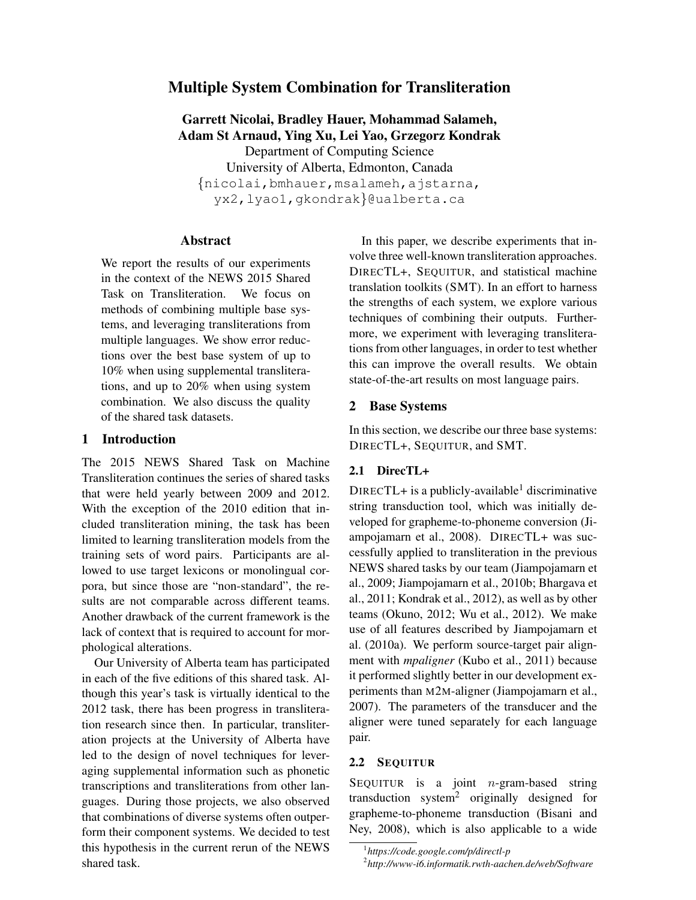# Multiple System Combination for Transliteration

**Garrett Nicolai, Bradley Hauer, Mohammad Salameh, Adam St Arnaud, Ying Xu, Lei Yao, Grzegorz Kondrak**
Department of Computing Science
University of Alberta, Edmonton, Canada
{nicolai,bmhauer,msalameh,ajstarna, yx2,lyao1,gkondrak}@ualberta.ca

## Abstract

We report the results of our experiments in the context of the NEWS 2015 Shared Task on Transliteration. We focus on methods of combining multiple base systems, and leveraging transliterations from multiple languages. We show error reductions over the best base system of up to 10% when using supplemental transliterations, and up to 20% when using system combination. We also discuss the quality of the shared task datasets.

## 1 Introduction

The 2015 NEWS Shared Task on Machine Transliteration continues the series of shared tasks that were held yearly between 2009 and 2012. With the exception of the 2010 edition that included transliteration mining, the task has been limited to learning transliteration models from the training sets of word pairs. Participants are allowed to use target lexicons or monolingual corpora, but since those are "non-standard", the results are not comparable across different teams. Another drawback of the current framework is the lack of context that is required to account for morphological alterations.

Our University of Alberta team has participated in each of the five editions of this shared task. Although this year's task is virtually identical to the 2012 task, there has been progress in transliteration research since then. In particular, transliteration projects at the University of Alberta have led to the design of novel techniques for leveraging supplemental information such as phonetic transcriptions and transliterations from other languages. During those projects, we also observed that combinations of diverse systems often outperform their component systems. We decided to test this hypothesis in the current rerun of the NEWS shared task.

In this paper, we describe experiments that involve three well-known transliteration approaches. DIRECTL+, SEQUITUR, and statistical machine translation toolkits (SMT). In an effort to harness the strengths of each system, we explore various techniques of combining their outputs. Furthermore, we experiment with leveraging transliterations from other languages, in order to test whether this can improve the overall results. We obtain state-of-the-art results on most language pairs.

## 2 Base Systems

In this section, we describe our three base systems: DIRECTL+, SEQUITUR, and SMT.

### 2.1 DirecTL+

DIRECTL+ is a publicly-available[1] discriminative string transduction tool, which was initially developed for grapheme-to-phoneme conversion (Jiampojamarn et al., 2008). DIRECTL+ was successfully applied to transliteration in the previous NEWS shared tasks by our team (Jiampojamarn et al., 2009; Jiampojamarn et al., 2010b; Bhargava et al., 2011; Kondrak et al., 2012), as well as by other teams (Okuno, 2012; Wu et al., 2012). We make use of all features described by Jiampojamarn et al. (2010a). We perform source-target pair alignment with *mpaligner* (Kubo et al., 2011) because it performed slightly better in our development experiments than M2M-aligner (Jiampojamarn et al., 2007). The parameters of the transducer and the aligner were tuned separately for each language pair.

### 2.2 SEQUITUR

SEQUITUR is a joint $n$-gram-based string transduction system[2] originally designed for grapheme-to-phoneme transduction (Bisani and Ney, 2008), which is also applicable to a wide

[1] *https://code.google.com/p/directl-p*

[2] *http://www-i6.informatik.rwth-aachen.de/web/Software*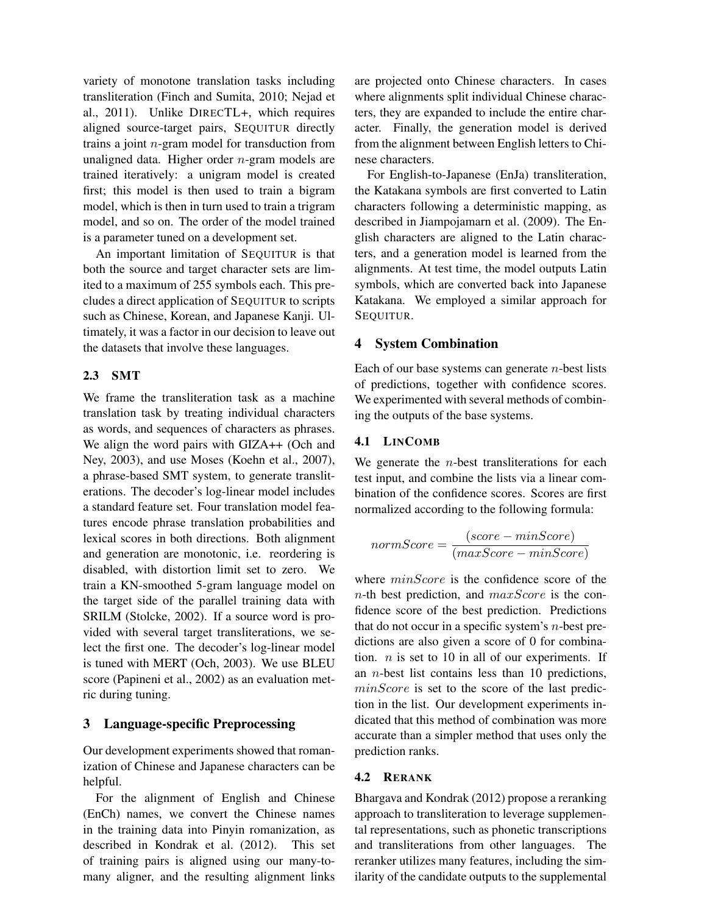variety of monotone translation tasks including transliteration (Finch and Sumita, 2010; Nejad et al., 2011). Unlike DIRECTL+, which requires aligned source-target pairs, SEQUITUR directly trains a joint $n$-gram model for transduction from unaligned data. Higher order $n$-gram models are trained iteratively: a unigram model is created first; this model is then used to train a bigram model, which is then in turn used to train a trigram model, and so on. The order of the model trained is a parameter tuned on a development set.

An important limitation of SEQUITUR is that both the source and target character sets are limited to a maximum of 255 symbols each. This precludes a direct application of SEQUITUR to scripts such as Chinese, Korean, and Japanese Kanji. Ultimately, it was a factor in our decision to leave out the datasets that involve these languages.

### 2.3 SMT

We frame the transliteration task as a machine translation task by treating individual characters as words, and sequences of characters as phrases. We align the word pairs with GIZA++ (Och and Ney, 2003), and use Moses (Koehn et al., 2007), a phrase-based SMT system, to generate transliterations. The decoder's log-linear model includes a standard feature set. Four translation model features encode phrase translation probabilities and lexical scores in both directions. Both alignment and generation are monotonic, i.e. reordering is disabled, with distortion limit set to zero. We train a KN-smoothed 5-gram language model on the target side of the parallel training data with SRILM (Stolcke, 2002). If a source word is provided with several target transliterations, we select the first one. The decoder's log-linear model is tuned with MERT (Och, 2003). We use BLEU score (Papineni et al., 2002) as an evaluation metric during tuning.

## 3 Language-specific Preprocessing

Our development experiments showed that romanization of Chinese and Japanese characters can be helpful.

For the alignment of English and Chinese (EnCh) names, we convert the Chinese names in the training data into Pinyin romanization, as described in Kondrak et al. (2012). This set of training pairs is aligned using our many-to-many aligner, and the resulting alignment links are projected onto Chinese characters. In cases where alignments split individual Chinese characters, they are expanded to include the entire character. Finally, the generation model is derived from the alignment between English letters to Chinese characters.

For English-to-Japanese (EnJa) transliteration, the Katakana symbols are first converted to Latin characters following a deterministic mapping, as described in Jiampojamarn et al. (2009). The English characters are aligned to the Latin characters, and a generation model is learned from the alignments. At test time, the model outputs Latin symbols, which are converted back into Japanese Katakana. We employed a similar approach for SEQUITUR.

## 4 System Combination

Each of our base systems can generate $n$-best lists of predictions, together with confidence scores. We experimented with several methods of combining the outputs of the base systems.

### 4.1 LINCOMB

We generate the $n$-best transliterations for each test input, and combine the lists via a linear combination of the confidence scores. Scores are first normalized according to the following formula:

$$normScore = \frac{(score - minScore)}{(maxScore - minScore)}$$

where $minScore$ is the confidence score of the $n$-th best prediction, and $maxScore$ is the confidence score of the best prediction. Predictions that do not occur in a specific system's $n$-best predictions are also given a score of 0 for combination. $n$ is set to 10 in all of our experiments. If an $n$-best list contains less than 10 predictions, $minScore$ is set to the score of the last prediction in the list. Our development experiments indicated that this method of combination was more accurate than a simpler method that uses only the prediction ranks.

### 4.2 RERANK

Bhargava and Kondrak (2012) propose a reranking approach to transliteration to leverage supplemental representations, such as phonetic transcriptions and transliterations from other languages. The reranker utilizes many features, including the similarity of the candidate outputs to the supplemental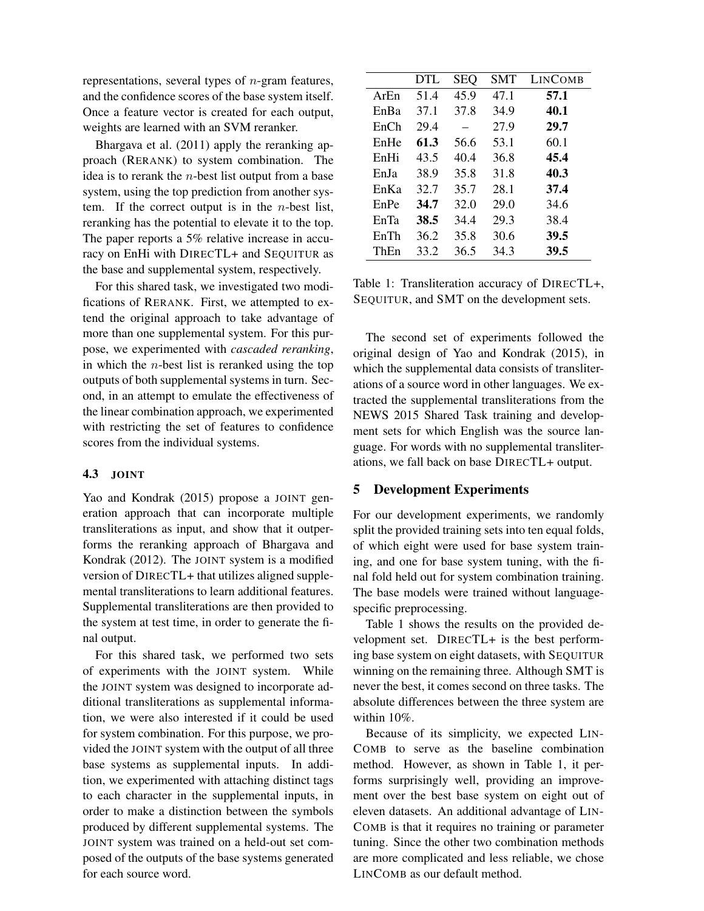representations, several types of $n$-gram features, and the confidence scores of the base system itself. Once a feature vector is created for each output, weights are learned with an SVM reranker.

Bhargava et al. (2011) apply the reranking approach (RERANK) to system combination. The idea is to rerank the $n$-best list output from a base system, using the top prediction from another system. If the correct output is in the $n$-best list, reranking has the potential to elevate it to the top. The paper reports a 5% relative increase in accuracy on EnHi with DIRECTL+ and SEQUITUR as the base and supplemental system, respectively.

For this shared task, we investigated two modifications of RERANK. First, we attempted to extend the original approach to take advantage of more than one supplemental system. For this purpose, we experimented with *cascaded reranking*, in which the $n$-best list is reranked using the top outputs of both supplemental systems in turn. Second, in an attempt to emulate the effectiveness of the linear combination approach, we experimented with restricting the set of features to confidence scores from the individual systems.

### 4.3 JOINT

Yao and Kondrak (2015) propose a JOINT generation approach that can incorporate multiple transliterations as input, and show that it outperforms the reranking approach of Bhargava and Kondrak (2012). The JOINT system is a modified version of DIRECTL+ that utilizes aligned supplemental transliterations to learn additional features. Supplemental transliterations are then provided to the system at test time, in order to generate the final output.

For this shared task, we performed two sets of experiments with the JOINT system. While the JOINT system was designed to incorporate additional transliterations as supplemental information, we were also interested if it could be used for system combination. For this purpose, we provided the JOINT system with the output of all three base systems as supplemental inputs. In addition, we experimented with attaching distinct tags to each character in the supplemental inputs, in order to make a distinction between the symbols produced by different supplemental systems. The JOINT system was trained on a held-out set composed of the outputs of the base systems generated for each source word.

| | DTL | SEQ | SMT | LINCOMB |
|---|---|---|---|---|
| ArEn | 51.4 | 45.9 | 47.1 | **57.1** |
| EnBa | 37.1 | 37.8 | 34.9 | **40.1** |
| EnCh | 29.4 | – | 27.9 | **29.7** |
| EnHe | **61.3** | 56.6 | 53.1 | 60.1 |
| EnHi | 43.5 | 40.4 | 36.8 | **45.4** |
| EnJa | 38.9 | 35.8 | 31.8 | **40.3** |
| EnKa | 32.7 | 35.7 | 28.1 | **37.4** |
| EnPe | **34.7** | 32.0 | 29.0 | 34.6 |
| EnTa | **38.5** | 34.4 | 29.3 | 38.4 |
| EnTh | 36.2 | 35.8 | 30.6 | **39.5** |
| ThEn | 33.2 | 36.5 | 34.3 | **39.5** |

Table 1: Transliteration accuracy of DIRECTL+, SEQUITUR, and SMT on the development sets.

The second set of experiments followed the original design of Yao and Kondrak (2015), in which the supplemental data consists of transliterations of a source word in other languages. We extracted the supplemental transliterations from the NEWS 2015 Shared Task training and development sets for which English was the source language. For words with no supplemental transliterations, we fall back on base DIRECTL+ output.

## 5 Development Experiments

For our development experiments, we randomly split the provided training sets into ten equal folds, of which eight were used for base system training, and one for base system tuning, with the final fold held out for system combination training. The base models were trained without language-specific preprocessing.

Table 1 shows the results on the provided development set. DIRECTL+ is the best performing base system on eight datasets, with SEQUITUR winning on the remaining three. Although SMT is never the best, it comes second on three tasks. The absolute differences between the three system are within 10%.

Because of its simplicity, we expected LINCOMB to serve as the baseline combination method. However, as shown in Table 1, it performs surprisingly well, providing an improvement over the best base system on eight out of eleven datasets. An additional advantage of LINCOMB is that it requires no training or parameter tuning. Since the other two combination methods are more complicated and less reliable, we chose LINCOMB as our default method.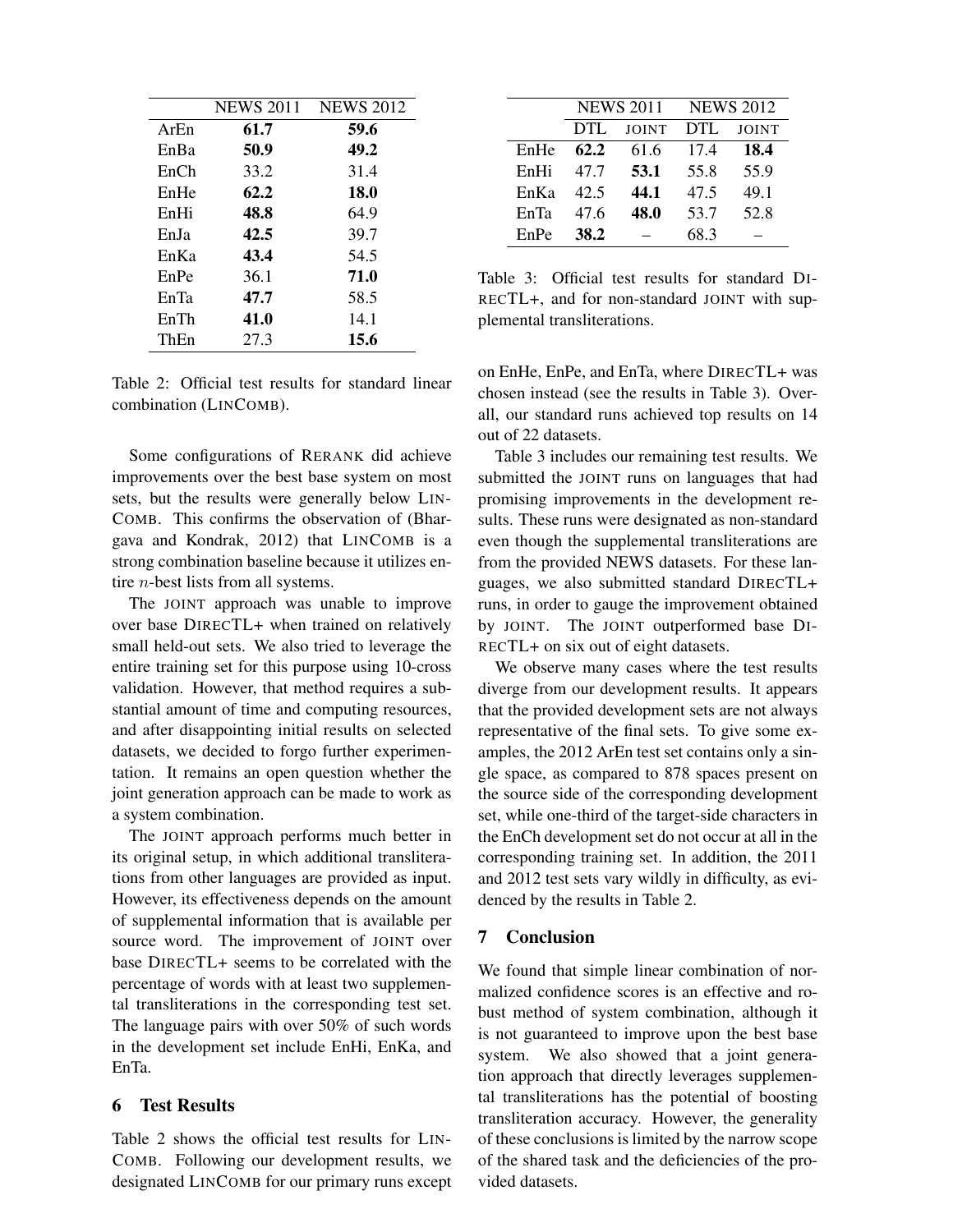|  | NEWS 2011 | NEWS 2012 |
|---|---|---|
| ArEn | **61.7** | **59.6** |
| EnBa | **50.9** | **49.2** |
| EnCh | 33.2 | 31.4 |
| EnHe | **62.2** | **18.0** |
| EnHi | **48.8** | 64.9 |
| EnJa | **42.5** | 39.7 |
| EnKa | **43.4** | 54.5 |
| EnPe | 36.1 | **71.0** |
| EnTa | **47.7** | 58.5 |
| EnTh | **41.0** | 14.1 |
| ThEn | 27.3 | **15.6** |

Table 2: Official test results for standard linear combination (LINCOMB).

Some configurations of RERANK did achieve improvements over the best base system on most sets, but the results were generally below LINCOMB. This confirms the observation of (Bhargava and Kondrak, 2012) that LINCOMB is a strong combination baseline because it utilizes entire $n$-best lists from all systems.

The JOINT approach was unable to improve over base DIRECTL+ when trained on relatively small held-out sets. We also tried to leverage the entire training set for this purpose using 10-cross validation. However, that method requires a substantial amount of time and computing resources, and after disappointing initial results on selected datasets, we decided to forgo further experimentation. It remains an open question whether the joint generation approach can be made to work as a system combination.

The JOINT approach performs much better in its original setup, in which additional transliterations from other languages are provided as input. However, its effectiveness depends on the amount of supplemental information that is available per source word. The improvement of JOINT over base DIRECTL+ seems to be correlated with the percentage of words with at least two supplemental transliterations in the corresponding test set. The language pairs with over 50% of such words in the development set include EnHi, EnKa, and EnTa.

## 6 Test Results

Table 2 shows the official test results for LINCOMB. Following our development results, we designated LINCOMB for our primary runs except on EnHe, EnPe, and EnTa, where DIRECTL+ was chosen instead (see the results in Table 3). Overall, our standard runs achieved top results on 14 out of 22 datasets.

|  | NEWS 2011 |  | NEWS 2012 |  |
|---|---|---|---|---|
|  | DTL | JOINT | DTL | JOINT |
| EnHe | **62.2** | 61.6 | 17.4 | **18.4** |
| EnHi | 47.7 | **53.1** | 55.8 | 55.9 |
| EnKa | 42.5 | **44.1** | 47.5 | 49.1 |
| EnTa | 47.6 | **48.0** | 53.7 | 52.8 |
| EnPe | **38.2** | – | 68.3 | – |

Table 3: Official test results for standard DIRECTL+, and for non-standard JOINT with supplemental transliterations.

Table 3 includes our remaining test results. We submitted the JOINT runs on languages that had promising improvements in the development results. These runs were designated as non-standard even though the supplemental transliterations are from the provided NEWS datasets. For these languages, we also submitted standard DIRECTL+ runs, in order to gauge the improvement obtained by JOINT. The JOINT outperformed base DIRECTL+ on six out of eight datasets.

We observe many cases where the test results diverge from our development results. It appears that the provided development sets are not always representative of the final sets. To give some examples, the 2012 ArEn test set contains only a single space, as compared to 878 spaces present on the source side of the corresponding development set, while one-third of the target-side characters in the EnCh development set do not occur at all in the corresponding training set. In addition, the 2011 and 2012 test sets vary wildly in difficulty, as evidenced by the results in Table 2.

## 7 Conclusion

We found that simple linear combination of normalized confidence scores is an effective and robust method of system combination, although it is not guaranteed to improve upon the best base system. We also showed that a joint generation approach that directly leverages supplemental transliterations has the potential of boosting transliteration accuracy. However, the generality of these conclusions is limited by the narrow scope of the shared task and the deficiencies of the provided datasets.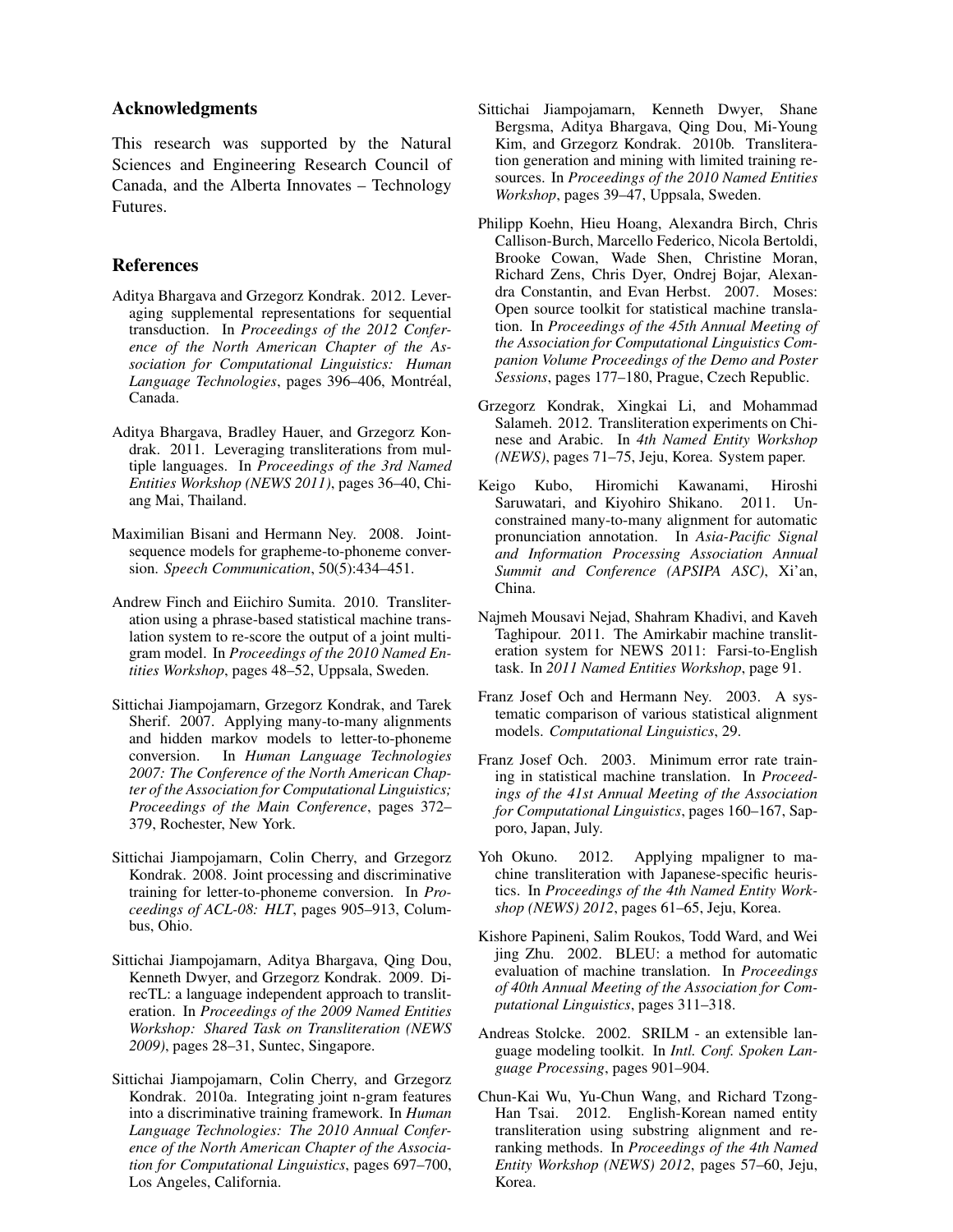## Acknowledgments

This research was supported by the Natural Sciences and Engineering Research Council of Canada, and the Alberta Innovates – Technology Futures.

## References

Aditya Bhargava and Grzegorz Kondrak. 2012. Leveraging supplemental representations for sequential transduction. In *Proceedings of the 2012 Conference of the North American Chapter of the Association for Computational Linguistics: Human Language Technologies*, pages 396–406, Montréal, Canada.

Aditya Bhargava, Bradley Hauer, and Grzegorz Kondrak. 2011. Leveraging transliterations from multiple languages. In *Proceedings of the 3rd Named Entities Workshop (NEWS 2011)*, pages 36–40, Chiang Mai, Thailand.

Maximilian Bisani and Hermann Ney. 2008. Joint-sequence models for grapheme-to-phoneme conversion. *Speech Communication*, 50(5):434–451.

Andrew Finch and Eiichiro Sumita. 2010. Transliteration using a phrase-based statistical machine translation system to re-score the output of a joint multigram model. In *Proceedings of the 2010 Named Entities Workshop*, pages 48–52, Uppsala, Sweden.

Sittichai Jiampojamarn, Grzegorz Kondrak, and Tarek Sherif. 2007. Applying many-to-many alignments and hidden markov models to letter-to-phoneme conversion. In *Human Language Technologies 2007: The Conference of the North American Chapter of the Association for Computational Linguistics; Proceedings of the Main Conference*, pages 372–379, Rochester, New York.

Sittichai Jiampojamarn, Colin Cherry, and Grzegorz Kondrak. 2008. Joint processing and discriminative training for letter-to-phoneme conversion. In *Proceedings of ACL-08: HLT*, pages 905–913, Columbus, Ohio.

Sittichai Jiampojamarn, Aditya Bhargava, Qing Dou, Kenneth Dwyer, and Grzegorz Kondrak. 2009. DirecTL: a language independent approach to transliteration. In *Proceedings of the 2009 Named Entities Workshop: Shared Task on Transliteration (NEWS 2009)*, pages 28–31, Suntec, Singapore.

Sittichai Jiampojamarn, Colin Cherry, and Grzegorz Kondrak. 2010a. Integrating joint n-gram features into a discriminative training framework. In *Human Language Technologies: The 2010 Annual Conference of the North American Chapter of the Association for Computational Linguistics*, pages 697–700, Los Angeles, California.

Sittichai Jiampojamarn, Kenneth Dwyer, Shane Bergsma, Aditya Bhargava, Qing Dou, Mi-Young Kim, and Grzegorz Kondrak. 2010b. Transliteration generation and mining with limited training resources. In *Proceedings of the 2010 Named Entities Workshop*, pages 39–47, Uppsala, Sweden.

Philipp Koehn, Hieu Hoang, Alexandra Birch, Chris Callison-Burch, Marcello Federico, Nicola Bertoldi, Brooke Cowan, Wade Shen, Christine Moran, Richard Zens, Chris Dyer, Ondrej Bojar, Alexandra Constantin, and Evan Herbst. 2007. Moses: Open source toolkit for statistical machine translation. In *Proceedings of the 45th Annual Meeting of the Association for Computational Linguistics Companion Volume Proceedings of the Demo and Poster Sessions*, pages 177–180, Prague, Czech Republic.

Grzegorz Kondrak, Xingkai Li, and Mohammad Salameh. 2012. Transliteration experiments on Chinese and Arabic. In *4th Named Entity Workshop (NEWS)*, pages 71–75, Jeju, Korea. System paper.

Keigo Kubo, Hiromichi Kawanami, Hiroshi Saruwatari, and Kiyohiro Shikano. 2011. Unconstrained many-to-many alignment for automatic pronunciation annotation. In *Asia-Pacific Signal and Information Processing Association Annual Summit and Conference (APSIPA ASC)*, Xi'an, China.

Najmeh Mousavi Nejad, Shahram Khadivi, and Kaveh Taghipour. 2011. The Amirkabir machine transliteration system for NEWS 2011: Farsi-to-English task. In *2011 Named Entities Workshop*, page 91.

Franz Josef Och and Hermann Ney. 2003. A systematic comparison of various statistical alignment models. *Computational Linguistics*, 29.

Franz Josef Och. 2003. Minimum error rate training in statistical machine translation. In *Proceedings of the 41st Annual Meeting of the Association for Computational Linguistics*, pages 160–167, Sapporo, Japan, July.

Yoh Okuno. 2012. Applying mpaligner to machine transliteration with Japanese-specific heuristics. In *Proceedings of the 4th Named Entity Workshop (NEWS) 2012*, pages 61–65, Jeju, Korea.

Kishore Papineni, Salim Roukos, Todd Ward, and Wei jing Zhu. 2002. BLEU: a method for automatic evaluation of machine translation. In *Proceedings of 40th Annual Meeting of the Association for Computational Linguistics*, pages 311–318.

Andreas Stolcke. 2002. SRILM - an extensible language modeling toolkit. In *Intl. Conf. Spoken Language Processing*, pages 901–904.

Chun-Kai Wu, Yu-Chun Wang, and Richard Tzong-Han Tsai. 2012. English-Korean named entity transliteration using substring alignment and re-ranking methods. In *Proceedings of the 4th Named Entity Workshop (NEWS) 2012*, pages 57–60, Jeju, Korea.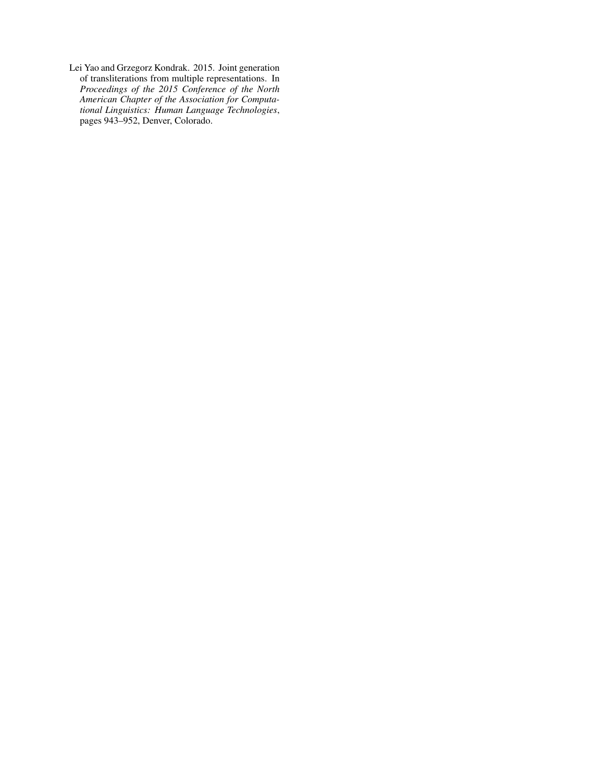Lei Yao and Grzegorz Kondrak. 2015. Joint generation of transliterations from multiple representations. In *Proceedings of the 2015 Conference of the North American Chapter of the Association for Computational Linguistics: Human Language Technologies*, pages 943–952, Denver, Colorado.